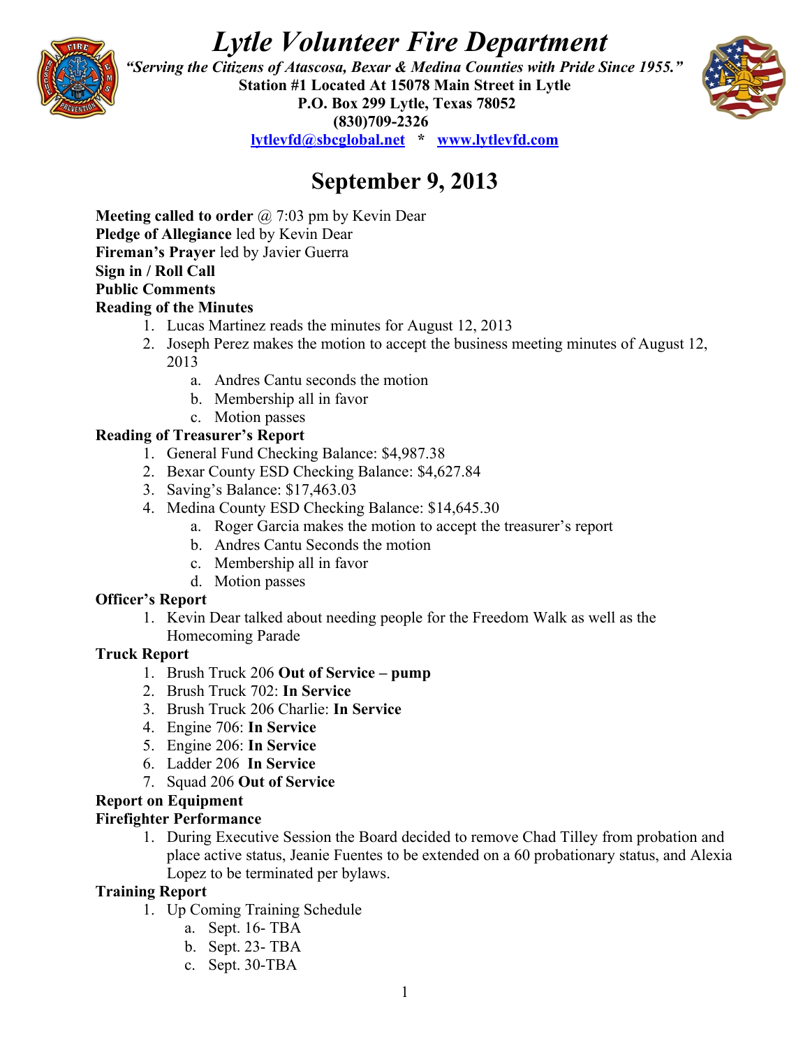# *Lytle Volunteer Fire Department*

***"Serving the Citizens of Atascosa, Bexar & Medina Counties with Pride Since 1955."***

**Station #1 Located At 15078 Main Street in Lytle**

**P.O. Box 299 Lytle, Texas 78052**

**(830)709-2326**

**lytlevfd@sbcglobal.net * www.lytlevfd.com**

## September 9, 2013

**Meeting called to order** @ 7:03 pm by Kevin Dear

**Pledge of Allegiance** led by Kevin Dear

**Fireman's Prayer** led by Javier Guerra

**Sign in / Roll Call**

**Public Comments**

**Reading of the Minutes**

1. Lucas Martinez reads the minutes for August 12, 2013
2. Joseph Perez makes the motion to accept the business meeting minutes of August 12, 2013
   a. Andres Cantu seconds the motion
   b. Membership all in favor
   c. Motion passes

**Reading of Treasurer's Report**

1. General Fund Checking Balance: $4,987.38
2. Bexar County ESD Checking Balance: $4,627.84
3. Saving's Balance: $17,463.03
4. Medina County ESD Checking Balance: $14,645.30
   a. Roger Garcia makes the motion to accept the treasurer's report
   b. Andres Cantu Seconds the motion
   c. Membership all in favor
   d. Motion passes

**Officer's Report**

1. Kevin Dear talked about needing people for the Freedom Walk as well as the Homecoming Parade

**Truck Report**

1. Brush Truck 206 **Out of Service – pump**
2. Brush Truck 702: **In Service**
3. Brush Truck 206 Charlie: **In Service**
4. Engine 706: **In Service**
5. Engine 206: **In Service**
6. Ladder 206 **In Service**
7. Squad 206 **Out of Service**

**Report on Equipment**

**Firefighter Performance**

1. During Executive Session the Board decided to remove Chad Tilley from probation and place active status, Jeanie Fuentes to be extended on a 60 probationary status, and Alexia Lopez to be terminated per bylaws.

**Training Report**

1. Up Coming Training Schedule
   a. Sept. 16- TBA
   b. Sept. 23- TBA
   c. Sept. 30-TBA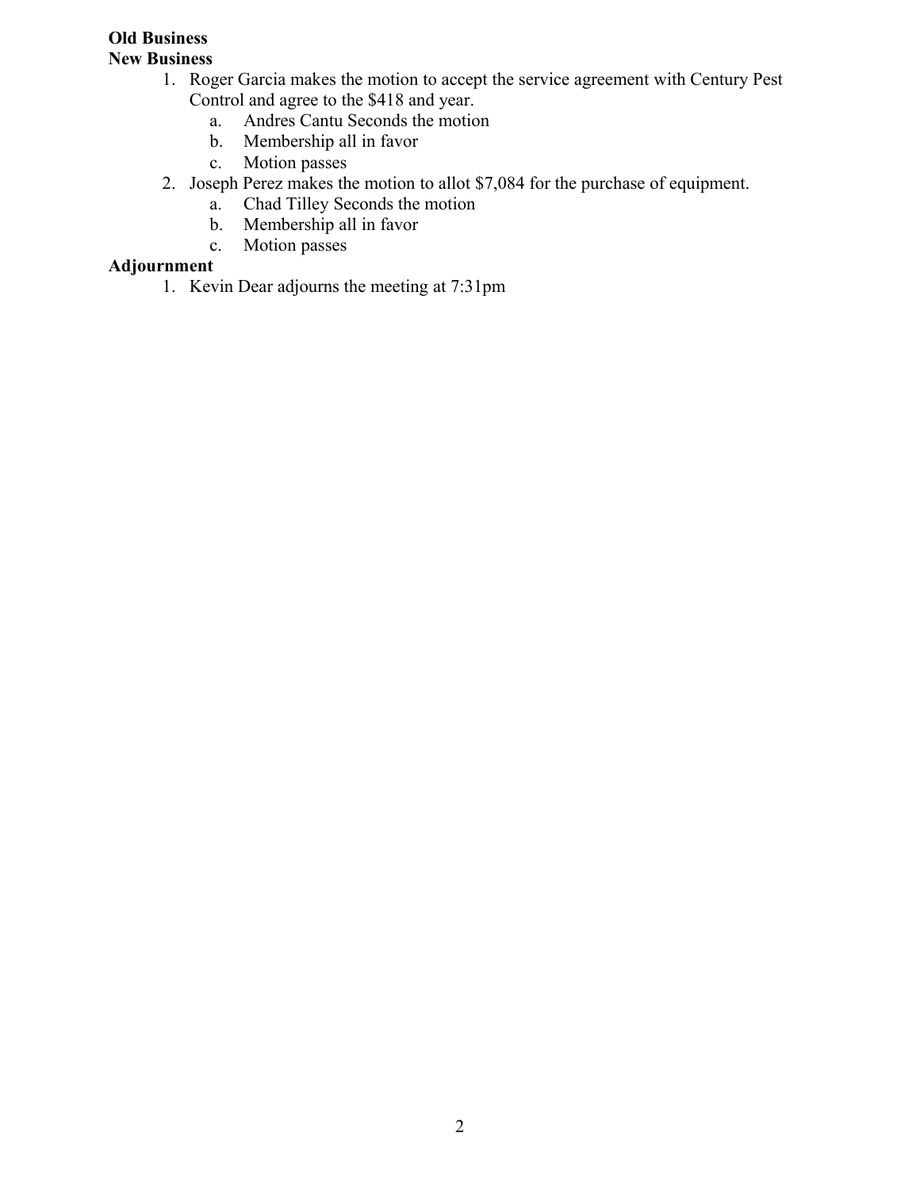**Old Business**

**New Business**

1. Roger Garcia makes the motion to accept the service agreement with Century Pest Control and agree to the $418 and year.
   a. Andres Cantu Seconds the motion
   b. Membership all in favor
   c. Motion passes
2. Joseph Perez makes the motion to allot $7,084 for the purchase of equipment.
   a. Chad Tilley Seconds the motion
   b. Membership all in favor
   c. Motion passes

**Adjournment**

1. Kevin Dear adjourns the meeting at 7:31pm